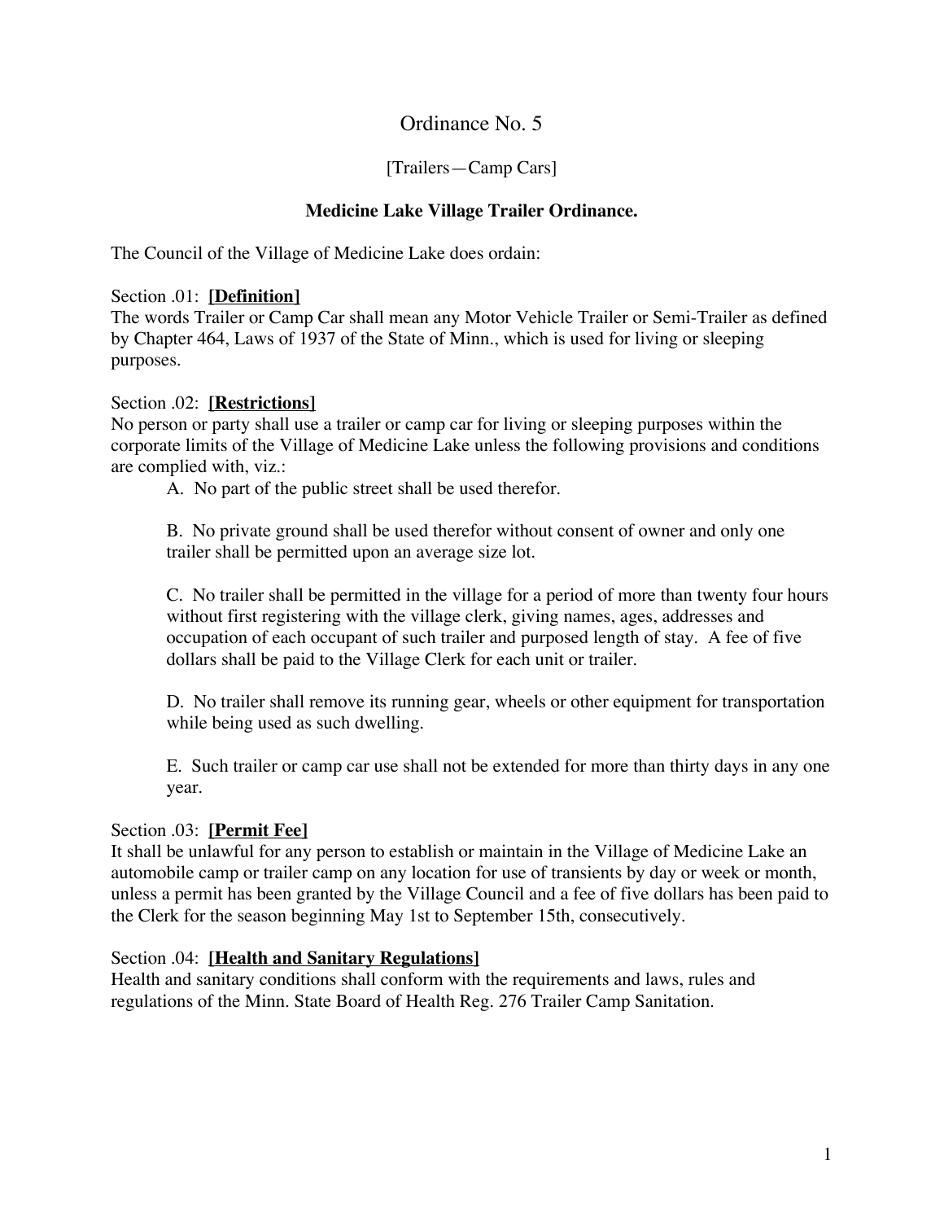# Ordinance No. 5

[Trailers—Camp Cars]

**Medicine Lake Village Trailer Ordinance.**

The Council of the Village of Medicine Lake does ordain:

Section .01: **[Definition]**
The words Trailer or Camp Car shall mean any Motor Vehicle Trailer or Semi-Trailer as defined by Chapter 464, Laws of 1937 of the State of Minn., which is used for living or sleeping purposes.

Section .02: **[Restrictions]**
No person or party shall use a trailer or camp car for living or sleeping purposes within the corporate limits of the Village of Medicine Lake unless the following provisions and conditions are complied with, viz.:

A. No part of the public street shall be used therefor.

B. No private ground shall be used therefor without consent of owner and only one trailer shall be permitted upon an average size lot.

C. No trailer shall be permitted in the village for a period of more than twenty four hours without first registering with the village clerk, giving names, ages, addresses and occupation of each occupant of such trailer and purposed length of stay. A fee of five dollars shall be paid to the Village Clerk for each unit or trailer.

D. No trailer shall remove its running gear, wheels or other equipment for transportation while being used as such dwelling.

E. Such trailer or camp car use shall not be extended for more than thirty days in any one year.

Section .03: **[Permit Fee]**
It shall be unlawful for any person to establish or maintain in the Village of Medicine Lake an automobile camp or trailer camp on any location for use of transients by day or week or month, unless a permit has been granted by the Village Council and a fee of five dollars has been paid to the Clerk for the season beginning May 1st to September 15th, consecutively.

Section .04: **[Health and Sanitary Regulations]**
Health and sanitary conditions shall conform with the requirements and laws, rules and regulations of the Minn. State Board of Health Reg. 276 Trailer Camp Sanitation.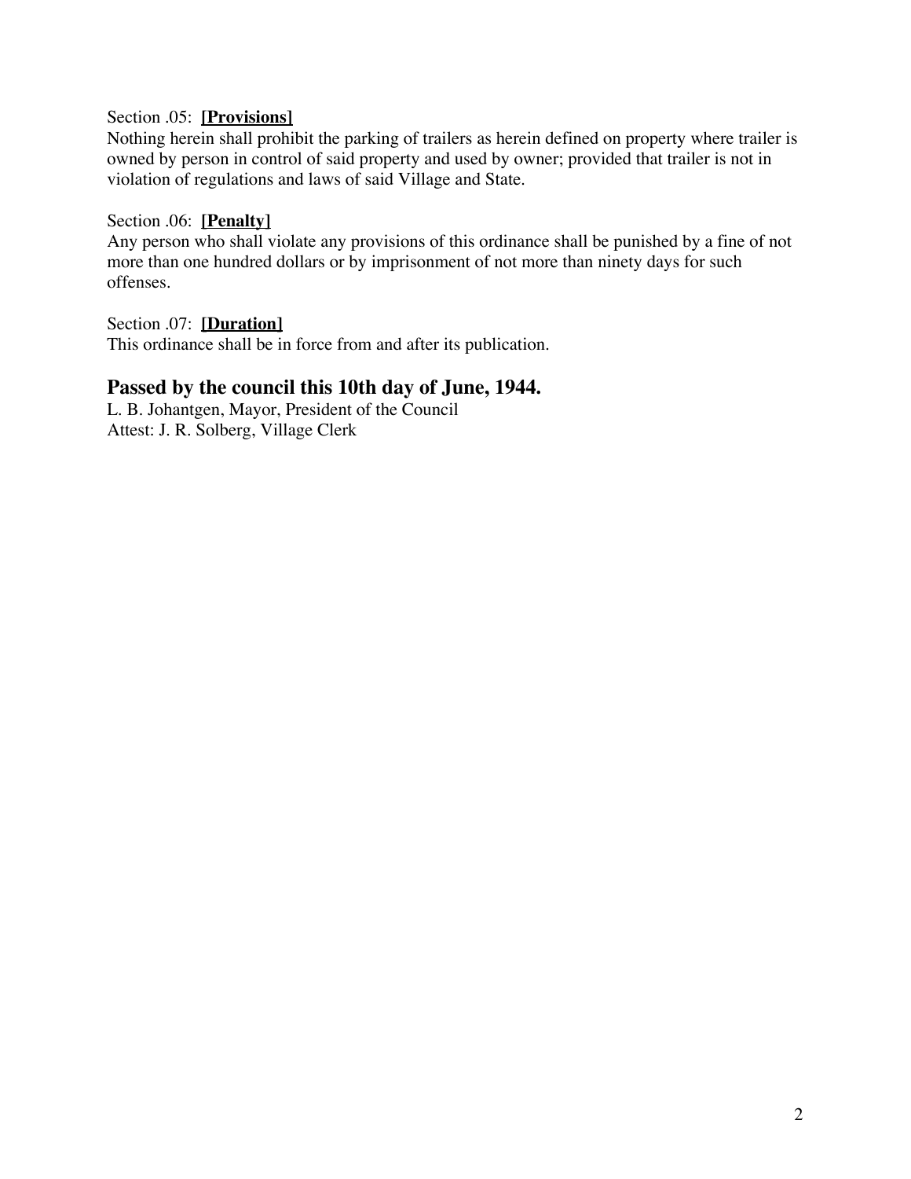Section .05: **[Provisions]**
Nothing herein shall prohibit the parking of trailers as herein defined on property where trailer is owned by person in control of said property and used by owner; provided that trailer is not in violation of regulations and laws of said Village and State.

Section .06: **[Penalty]**
Any person who shall violate any provisions of this ordinance shall be punished by a fine of not more than one hundred dollars or by imprisonment of not more than ninety days for such offenses.

Section .07: **[Duration]**
This ordinance shall be in force from and after its publication.

## Passed by the council this 10th day of June, 1944.

L. B. Johantgen, Mayor, President of the Council
Attest: J. R. Solberg, Village Clerk